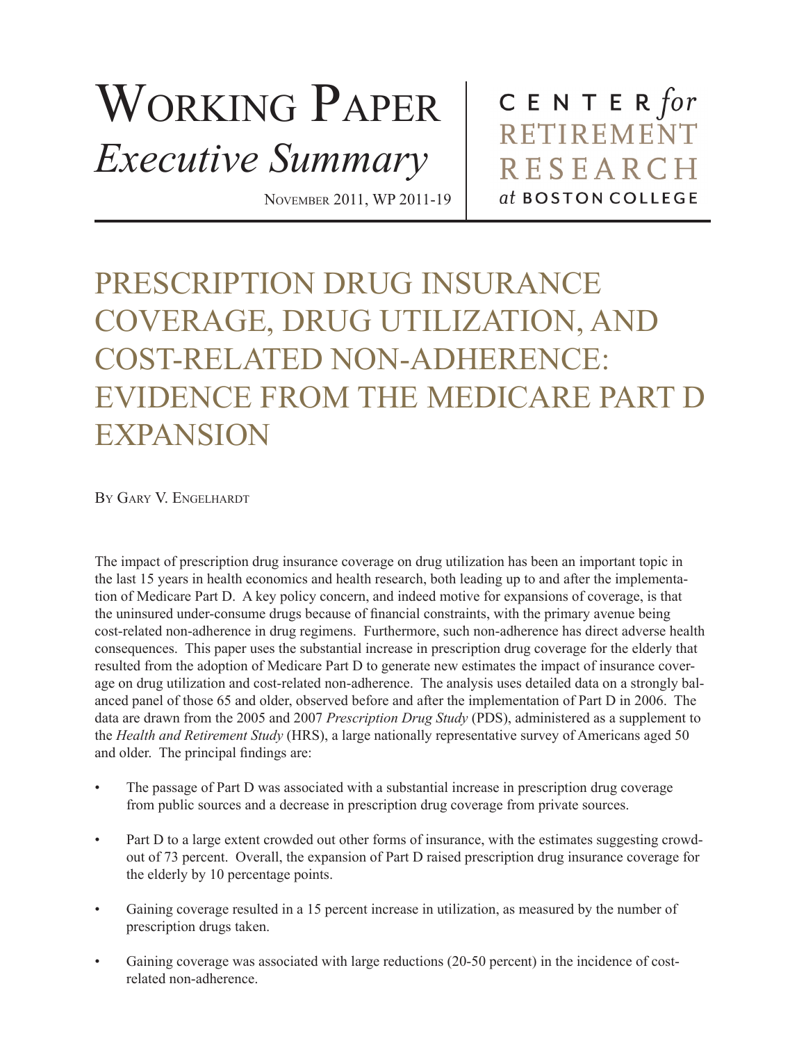# Working Paper *Executive Summary*

November 2011, WP 2011-19

CENTER *for* RETIREMENT RESEARCH *at* BOSTON COLLEGE

# PRESCRIPTION DRUG INSURANCE COVERAGE, DRUG UTILIZATION, AND COST-RELATED NON-ADHERENCE: EVIDENCE FROM THE MEDICARE PART D EXPANSION

By Gary V. Engelhardt

The impact of prescription drug insurance coverage on drug utilization has been an important topic in the last 15 years in health economics and health research, both leading up to and after the implementation of Medicare Part D. A key policy concern, and indeed motive for expansions of coverage, is that the uninsured under-consume drugs because of financial constraints, with the primary avenue being cost-related non-adherence in drug regimens. Furthermore, such non-adherence has direct adverse health consequences. This paper uses the substantial increase in prescription drug coverage for the elderly that resulted from the adoption of Medicare Part D to generate new estimates the impact of insurance coverage on drug utilization and cost-related non-adherence. The analysis uses detailed data on a strongly balanced panel of those 65 and older, observed before and after the implementation of Part D in 2006. The data are drawn from the 2005 and 2007 *Prescription Drug Study* (PDS), administered as a supplement to the *Health and Retirement Study* (HRS), a large nationally representative survey of Americans aged 50 and older. The principal findings are:

- The passage of Part D was associated with a substantial increase in prescription drug coverage from public sources and a decrease in prescription drug coverage from private sources.
- Part D to a large extent crowded out other forms of insurance, with the estimates suggesting crowd-out of 73 percent. Overall, the expansion of Part D raised prescription drug insurance coverage for the elderly by 10 percentage points.
- Gaining coverage resulted in a 15 percent increase in utilization, as measured by the number of prescription drugs taken.
- Gaining coverage was associated with large reductions (20-50 percent) in the incidence of cost-related non-adherence.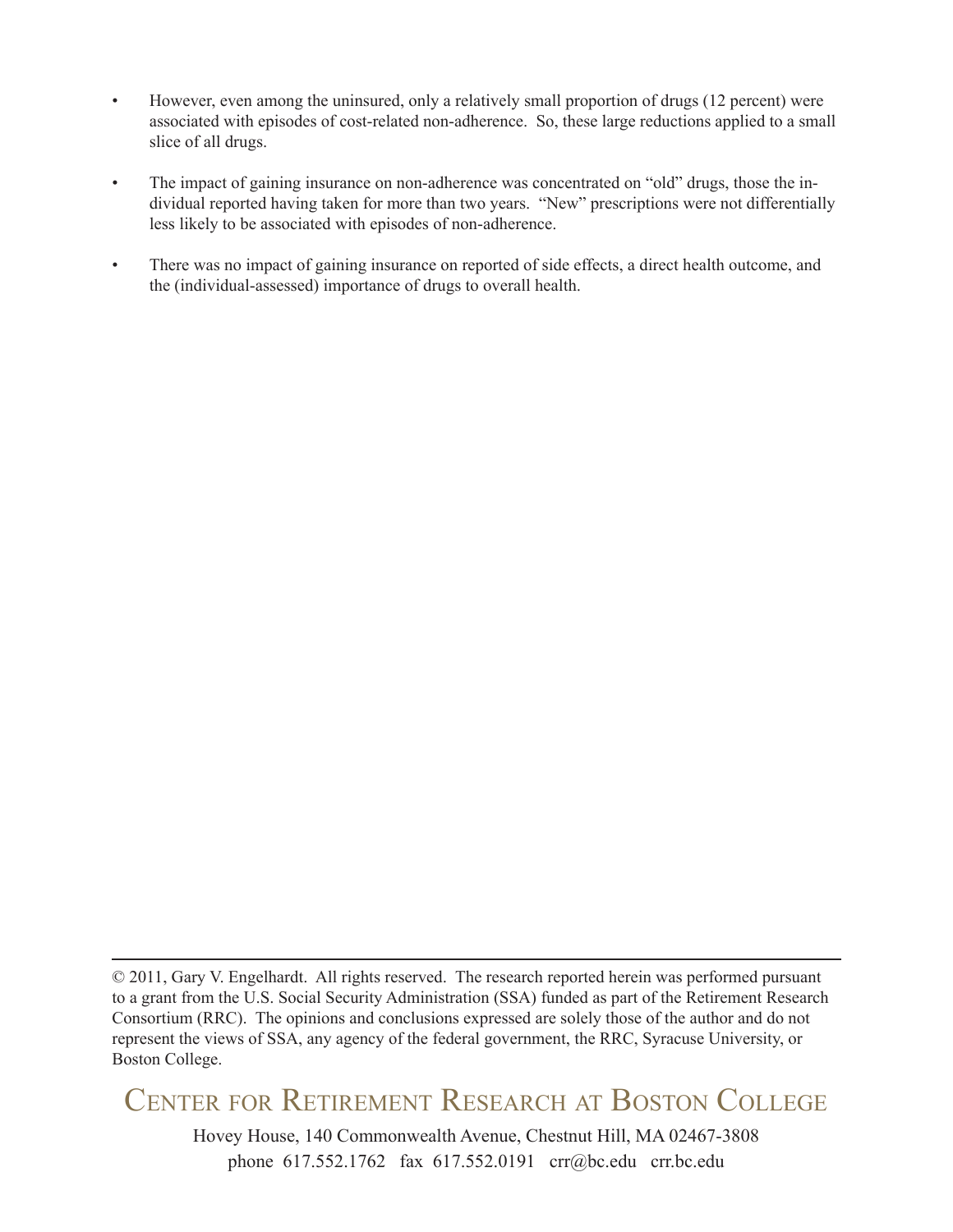- However, even among the uninsured, only a relatively small proportion of drugs (12 percent) were associated with episodes of cost-related non-adherence. So, these large reductions applied to a small slice of all drugs.

- The impact of gaining insurance on non-adherence was concentrated on "old" drugs, those the individual reported having taken for more than two years. "New" prescriptions were not differentially less likely to be associated with episodes of non-adherence.

- There was no impact of gaining insurance on reported of side effects, a direct health outcome, and the (individual-assessed) importance of drugs to overall health.

---

© 2011, Gary V. Engelhardt. All rights reserved. The research reported herein was performed pursuant to a grant from the U.S. Social Security Administration (SSA) funded as part of the Retirement Research Consortium (RRC). The opinions and conclusions expressed are solely those of the author and do not represent the views of SSA, any agency of the federal government, the RRC, Syracuse University, or Boston College.

## Center for Retirement Research at Boston College

Hovey House, 140 Commonwealth Avenue, Chestnut Hill, MA 02467-3808
phone 617.552.1762 fax 617.552.0191 crr@bc.edu crr.bc.edu